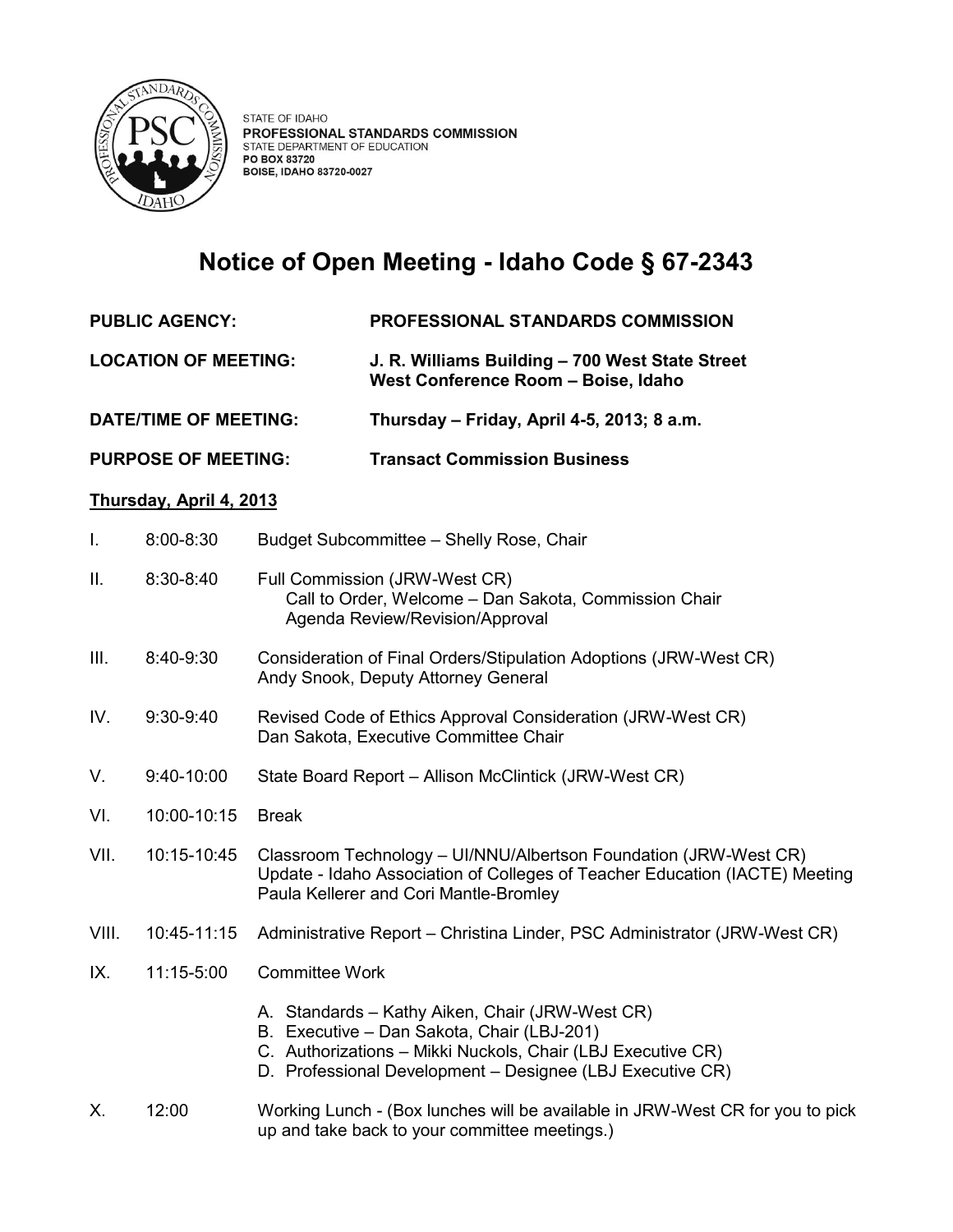STATE OF IDAHO
**PROFESSIONAL STANDARDS COMMISSION**
STATE DEPARTMENT OF EDUCATION
**PO BOX 83720**
**BOISE, IDAHO 83720-0027**

# Notice of Open Meeting - Idaho Code § 67-2343

**PUBLIC AGENCY:** **PROFESSIONAL STANDARDS COMMISSION**

**LOCATION OF MEETING:** **J. R. Williams Building – 700 West State Street West Conference Room – Boise, Idaho**

**DATE/TIME OF MEETING:** **Thursday – Friday, April 4-5, 2013; 8 a.m.**

**PURPOSE OF MEETING:** **Transact Commission Business**

**Thursday, April 4, 2013**

I. 8:00-8:30 Budget Subcommittee – Shelly Rose, Chair

II. 8:30-8:40 Full Commission (JRW-West CR)
 Call to Order, Welcome – Dan Sakota, Commission Chair
 Agenda Review/Revision/Approval

III. 8:40-9:30 Consideration of Final Orders/Stipulation Adoptions (JRW-West CR)
 Andy Snook, Deputy Attorney General

IV. 9:30-9:40 Revised Code of Ethics Approval Consideration (JRW-West CR)
 Dan Sakota, Executive Committee Chair

V. 9:40-10:00 State Board Report – Allison McClintick (JRW-West CR)

VI. 10:00-10:15 Break

VII. 10:15-10:45 Classroom Technology – UI/NNU/Albertson Foundation (JRW-West CR)
 Update - Idaho Association of Colleges of Teacher Education (IACTE) Meeting
 Paula Kellerer and Cori Mantle-Bromley

VIII. 10:45-11:15 Administrative Report – Christina Linder, PSC Administrator (JRW-West CR)

IX. 11:15-5:00 Committee Work

 A. Standards – Kathy Aiken, Chair (JRW-West CR)
 B. Executive – Dan Sakota, Chair (LBJ-201)
 C. Authorizations – Mikki Nuckols, Chair (LBJ Executive CR)
 D. Professional Development – Designee (LBJ Executive CR)

X. 12:00 Working Lunch - (Box lunches will be available in JRW-West CR for you to pick up and take back to your committee meetings.)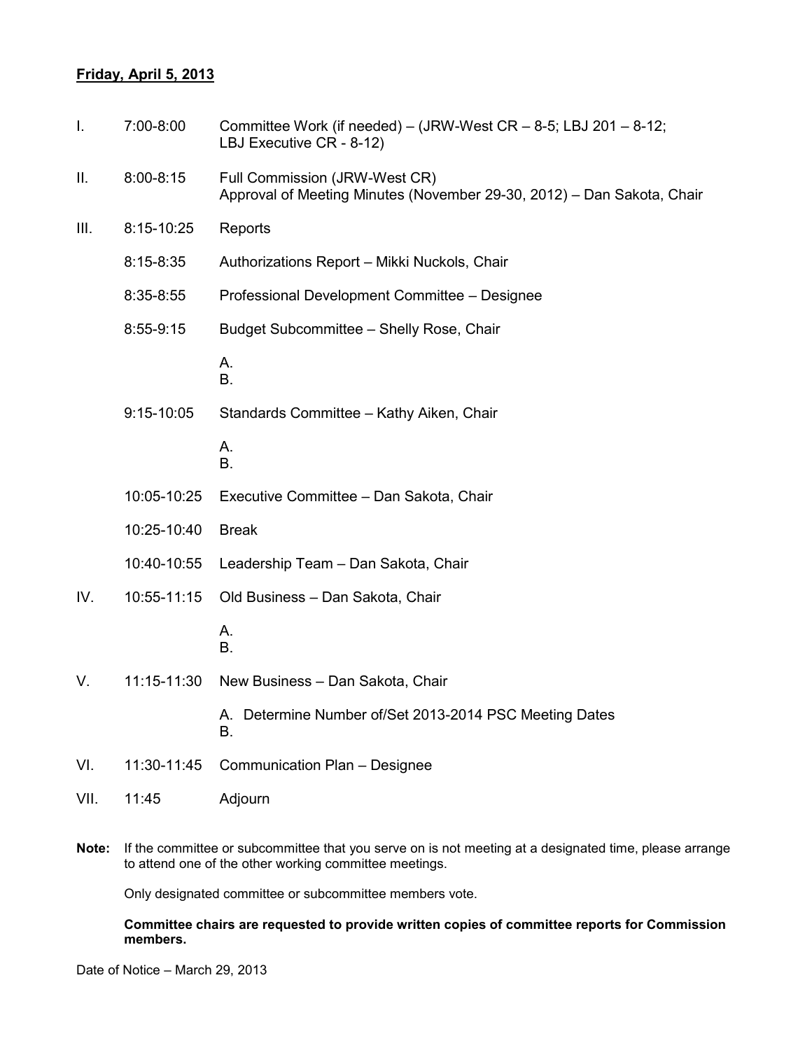**Friday, April 5, 2013**

| | | |
|---|---|---|
| I. | 7:00-8:00 | Committee Work (if needed) – (JRW-West CR – 8-5; LBJ 201 – 8-12; LBJ Executive CR - 8-12) |
| II. | 8:00-8:15 | Full Commission (JRW-West CR)<br>Approval of Meeting Minutes (November 29-30, 2012) – Dan Sakota, Chair |
| III. | 8:15-10:25 | Reports |
| | 8:15-8:35 | Authorizations Report – Mikki Nuckols, Chair |
| | 8:35-8:55 | Professional Development Committee – Designee |
| | 8:55-9:15 | Budget Subcommittee – Shelly Rose, Chair<br>A.<br>B. |
| | 9:15-10:05 | Standards Committee – Kathy Aiken, Chair<br>A.<br>B. |
| | 10:05-10:25 | Executive Committee – Dan Sakota, Chair |
| | 10:25-10:40 | Break |
| | 10:40-10:55 | Leadership Team – Dan Sakota, Chair |
| IV. | 10:55-11:15 | Old Business – Dan Sakota, Chair<br>A.<br>B. |
| V. | 11:15-11:30 | New Business – Dan Sakota, Chair<br>A. Determine Number of/Set 2013-2014 PSC Meeting Dates<br>B. |
| VI. | 11:30-11:45 | Communication Plan – Designee |
| VII. | 11:45 | Adjourn |

**Note:** If the committee or subcommittee that you serve on is not meeting at a designated time, please arrange to attend one of the other working committee meetings.

Only designated committee or subcommittee members vote.

**Committee chairs are requested to provide written copies of committee reports for Commission members.**

Date of Notice – March 29, 2013